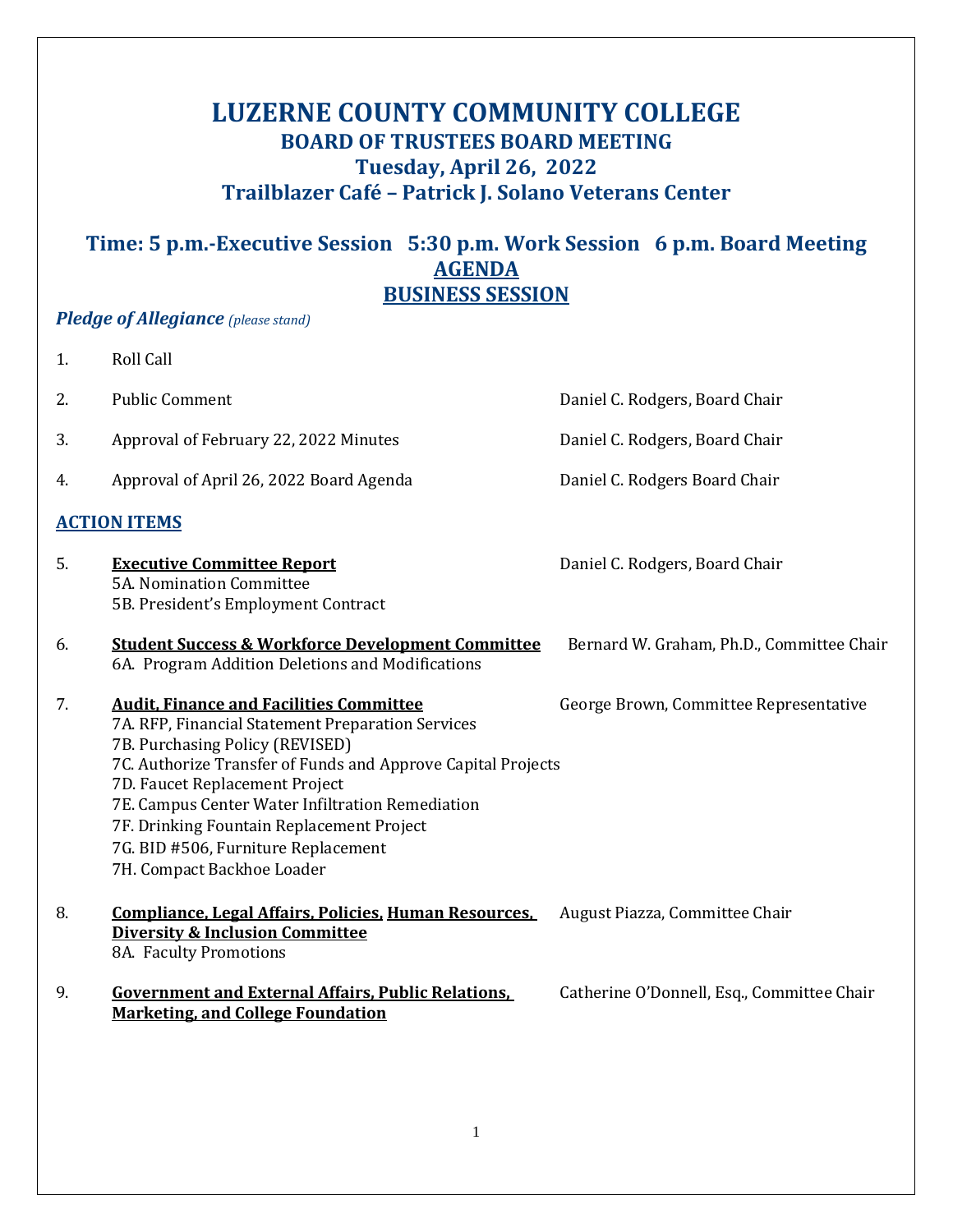# LUZERNE COUNTY COMMUNITY COLLEGE

## BOARD OF TRUSTEES BOARD MEETING

## Tuesday, April 26, 2022

## Trailblazer Café – Patrick J. Solano Veterans Center

### Time: 5 p.m.-Executive Session 5:30 p.m. Work Session 6 p.m. Board Meeting

### AGENDA

### BUSINESS SESSION

***Pledge of Allegiance*** *(please stand)*

1. Roll Call

2. Public Comment — Daniel C. Rodgers, Board Chair

3. Approval of February 22, 2022 Minutes — Daniel C. Rodgers, Board Chair

4. Approval of April 26, 2022 Board Agenda — Daniel C. Rodgers Board Chair

**ACTION ITEMS**

5. **Executive Committee Report** — Daniel C. Rodgers, Board Chair
   5A. Nomination Committee
   5B. President's Employment Contract

6. **Student Success & Workforce Development Committee** — Bernard W. Graham, Ph.D., Committee Chair
   6A. Program Addition Deletions and Modifications

7. **Audit, Finance and Facilities Committee** — George Brown, Committee Representative
   7A. RFP, Financial Statement Preparation Services
   7B. Purchasing Policy (REVISED)
   7C. Authorize Transfer of Funds and Approve Capital Projects
   7D. Faucet Replacement Project
   7E. Campus Center Water Infiltration Remediation
   7F. Drinking Fountain Replacement Project
   7G. BID #506, Furniture Replacement
   7H. Compact Backhoe Loader

8. **Compliance, Legal Affairs, Policies, Human Resources, Diversity & Inclusion Committee** — August Piazza, Committee Chair
   8A. Faculty Promotions

9. **Government and External Affairs, Public Relations, Marketing, and College Foundation** — Catherine O'Donnell, Esq., Committee Chair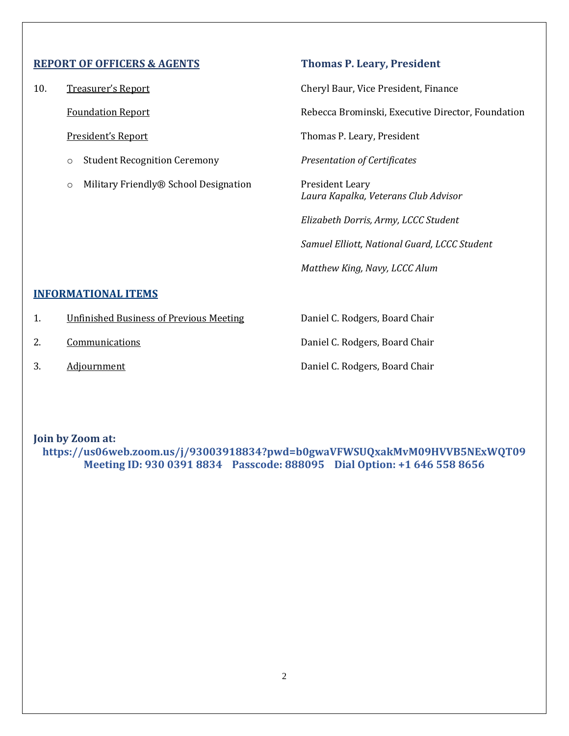## REPORT OF OFFICERS & AGENTS — **Thomas P. Leary, President**

| | Item | Presenter |
|---|---|---|
| 10. | Treasurer's Report | Cheryl Baur, Vice President, Finance |
| | Foundation Report | Rebecca Brominski, Executive Director, Foundation |
| | President's Report | Thomas P. Leary, President |
| | ○ Student Recognition Ceremony | *Presentation of Certificates* |
| | ○ Military Friendly® School Designation | President Leary<br>*Laura Kapalka, Veterans Club Advisor*<br>*Elizabeth Dorris, Army, LCCC Student*<br>*Samuel Elliott, National Guard, LCCC Student*<br>*Matthew King, Navy, LCCC Alum* |

## INFORMATIONAL ITEMS

| | Item | Presenter |
|---|---|---|
| 1. | Unfinished Business of Previous Meeting | Daniel C. Rodgers, Board Chair |
| 2. | Communications | Daniel C. Rodgers, Board Chair |
| 3. | Adjournment | Daniel C. Rodgers, Board Chair |

**Join by Zoom at:**

**https://us06web.zoom.us/j/93003918834?pwd=b0gwaVFWSUQxakMvM09HVVB5NExWQT09**

**Meeting ID: 930 0391 8834 Passcode: 888095 Dial Option: +1 646 558 8656**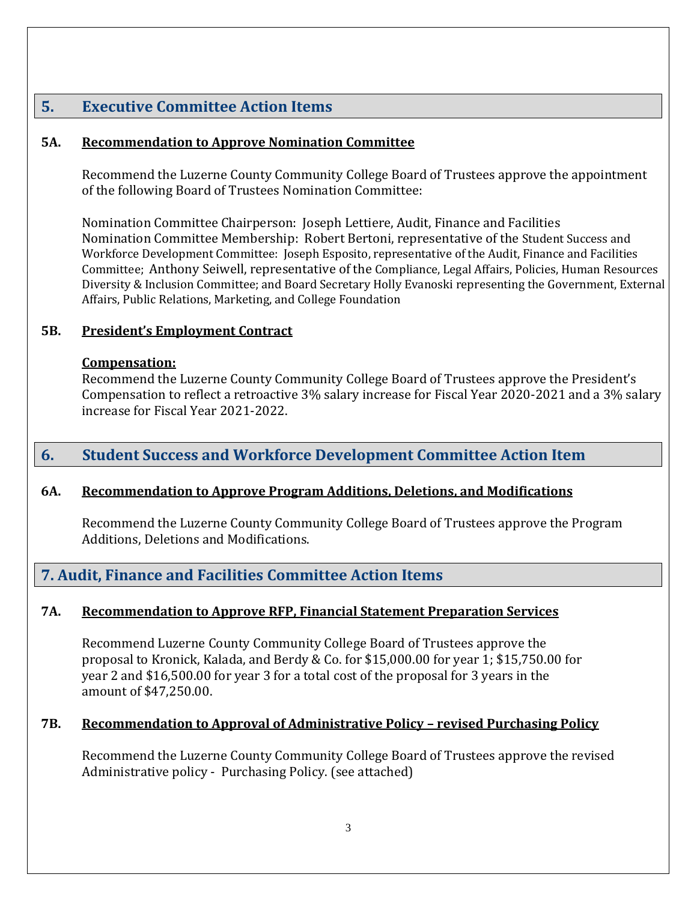## 5. Executive Committee Action Items

### 5A. Recommendation to Approve Nomination Committee

Recommend the Luzerne County Community College Board of Trustees approve the appointment of the following Board of Trustees Nomination Committee:

Nomination Committee Chairperson: Joseph Lettiere, Audit, Finance and Facilities
Nomination Committee Membership: Robert Bertoni, representative of the Student Success and Workforce Development Committee: Joseph Esposito, representative of the Audit, Finance and Facilities Committee; Anthony Seiwell, representative of the Compliance, Legal Affairs, Policies, Human Resources Diversity & Inclusion Committee; and Board Secretary Holly Evanoski representing the Government, External Affairs, Public Relations, Marketing, and College Foundation

### 5B. President's Employment Contract

**Compensation:**
Recommend the Luzerne County Community College Board of Trustees approve the President's Compensation to reflect a retroactive 3% salary increase for Fiscal Year 2020-2021 and a 3% salary increase for Fiscal Year 2021-2022.

## 6. Student Success and Workforce Development Committee Action Item

### 6A. Recommendation to Approve Program Additions, Deletions, and Modifications

Recommend the Luzerne County Community College Board of Trustees approve the Program Additions, Deletions and Modifications.

## 7. Audit, Finance and Facilities Committee Action Items

### 7A. Recommendation to Approve RFP, Financial Statement Preparation Services

Recommend Luzerne County Community College Board of Trustees approve the proposal to Kronick, Kalada, and Berdy & Co. for $15,000.00 for year 1; $15,750.00 for year 2 and $16,500.00 for year 3 for a total cost of the proposal for 3 years in the amount of $47,250.00.

### 7B. Recommendation to Approval of Administrative Policy – revised Purchasing Policy

Recommend the Luzerne County Community College Board of Trustees approve the revised Administrative policy - Purchasing Policy. (see attached)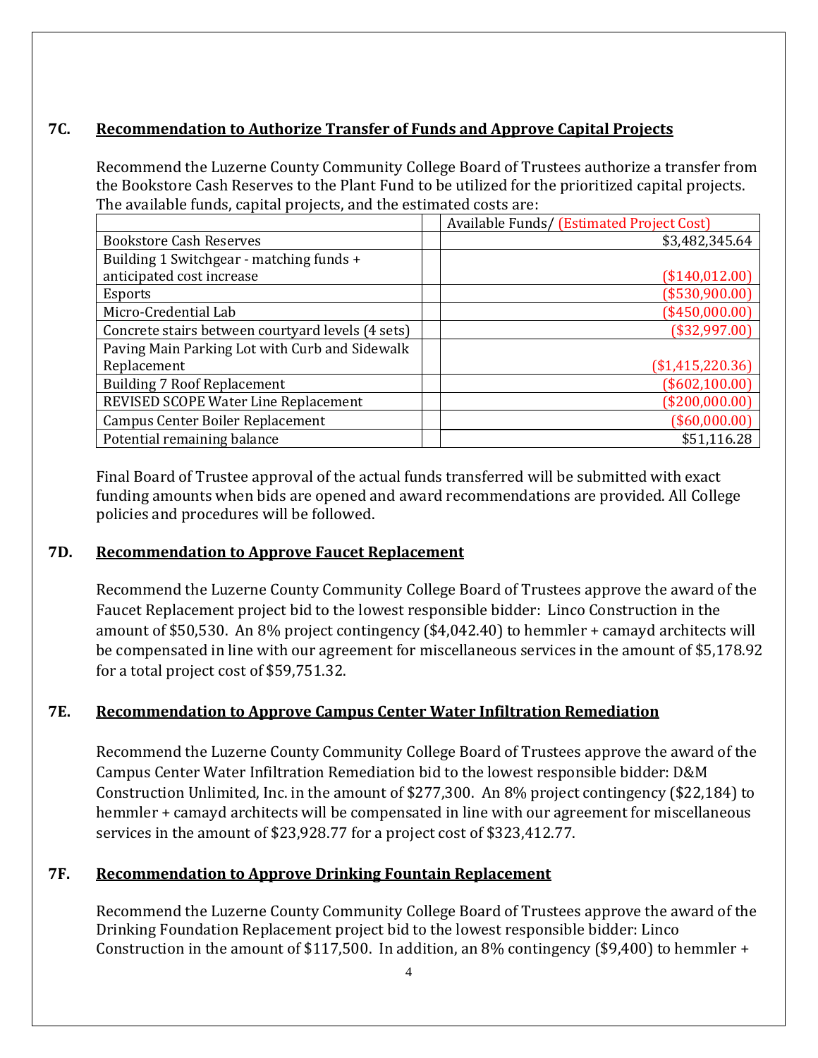### 7C. Recommendation to Authorize Transfer of Funds and Approve Capital Projects

Recommend the Luzerne County Community College Board of Trustees authorize a transfer from the Bookstore Cash Reserves to the Plant Fund to be utilized for the prioritized capital projects. The available funds, capital projects, and the estimated costs are:

| | | Available Funds/ (Estimated Project Cost) |
|---|---|---|
| Bookstore Cash Reserves | | $3,482,345.64 |
| Building 1 Switchgear - matching funds + anticipated cost increase | | ($140,012.00) |
| Esports | | ($530,900.00) |
| Micro-Credential Lab | | ($450,000.00) |
| Concrete stairs between courtyard levels (4 sets) | | ($32,997.00) |
| Paving Main Parking Lot with Curb and Sidewalk Replacement | | ($1,415,220.36) |
| Building 7 Roof Replacement | | ($602,100.00) |
| REVISED SCOPE Water Line Replacement | | ($200,000.00) |
| Campus Center Boiler Replacement | | ($60,000.00) |
| Potential remaining balance | | $51,116.28 |

Final Board of Trustee approval of the actual funds transferred will be submitted with exact funding amounts when bids are opened and award recommendations are provided. All College policies and procedures will be followed.

### 7D. Recommendation to Approve Faucet Replacement

Recommend the Luzerne County Community College Board of Trustees approve the award of the Faucet Replacement project bid to the lowest responsible bidder: Linco Construction in the amount of $50,530. An 8% project contingency ($4,042.40) to hemmler + camayd architects will be compensated in line with our agreement for miscellaneous services in the amount of $5,178.92 for a total project cost of $59,751.32.

### 7E. Recommendation to Approve Campus Center Water Infiltration Remediation

Recommend the Luzerne County Community College Board of Trustees approve the award of the Campus Center Water Infiltration Remediation bid to the lowest responsible bidder: D&M Construction Unlimited, Inc. in the amount of $277,300. An 8% project contingency ($22,184) to hemmler + camayd architects will be compensated in line with our agreement for miscellaneous services in the amount of $23,928.77 for a project cost of $323,412.77.

### 7F. Recommendation to Approve Drinking Fountain Replacement

Recommend the Luzerne County Community College Board of Trustees approve the award of the Drinking Foundation Replacement project bid to the lowest responsible bidder: Linco Construction in the amount of $117,500. In addition, an 8% contingency ($9,400) to hemmler +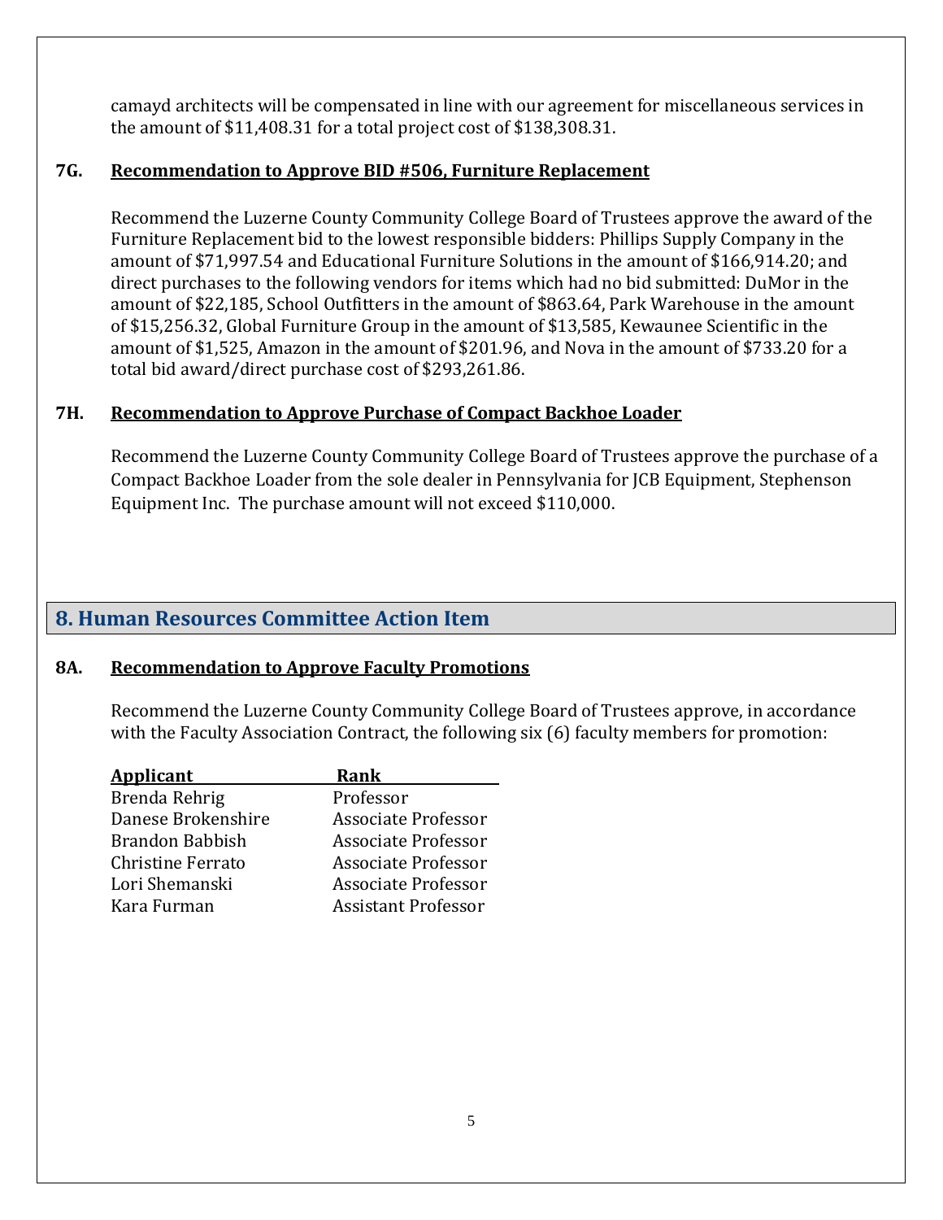camayd architects will be compensated in line with our agreement for miscellaneous services in the amount of $11,408.31 for a total project cost of $138,308.31.

### 7G. Recommendation to Approve BID #506, Furniture Replacement

Recommend the Luzerne County Community College Board of Trustees approve the award of the Furniture Replacement bid to the lowest responsible bidders: Phillips Supply Company in the amount of $71,997.54 and Educational Furniture Solutions in the amount of $166,914.20; and direct purchases to the following vendors for items which had no bid submitted: DuMor in the amount of $22,185, School Outfitters in the amount of $863.64, Park Warehouse in the amount of $15,256.32, Global Furniture Group in the amount of $13,585, Kewaunee Scientific in the amount of $1,525, Amazon in the amount of $201.96, and Nova in the amount of $733.20 for a total bid award/direct purchase cost of $293,261.86.

### 7H. Recommendation to Approve Purchase of Compact Backhoe Loader

Recommend the Luzerne County Community College Board of Trustees approve the purchase of a Compact Backhoe Loader from the sole dealer in Pennsylvania for JCB Equipment, Stephenson Equipment Inc. The purchase amount will not exceed $110,000.

## 8. Human Resources Committee Action Item

### 8A. Recommendation to Approve Faculty Promotions

Recommend the Luzerne County Community College Board of Trustees approve, in accordance with the Faculty Association Contract, the following six (6) faculty members for promotion:

| Applicant | Rank |
|---|---|
| Brenda Rehrig | Professor |
| Danese Brokenshire | Associate Professor |
| Brandon Babbish | Associate Professor |
| Christine Ferrato | Associate Professor |
| Lori Shemanski | Associate Professor |
| Kara Furman | Assistant Professor |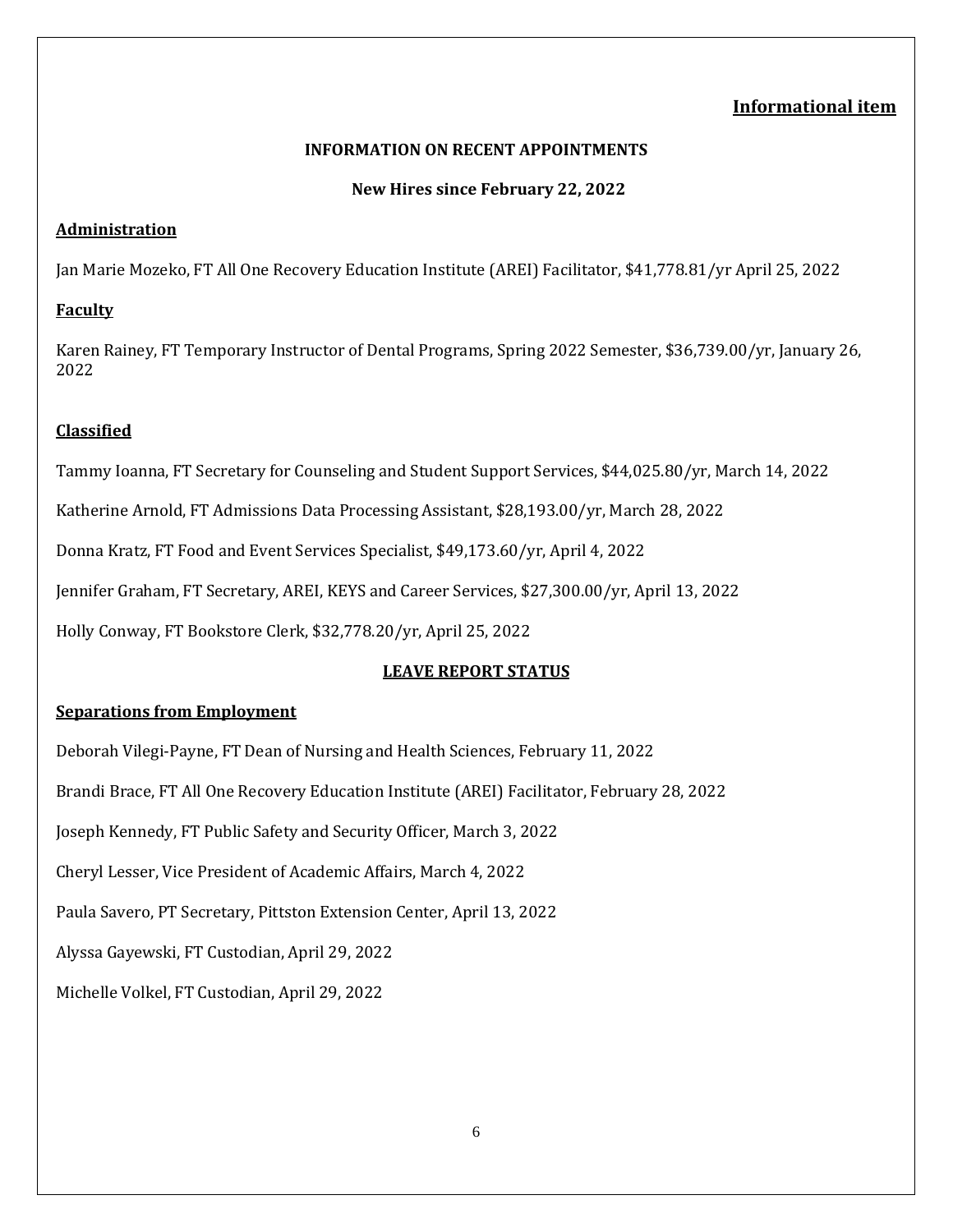**Informational item**

**INFORMATION ON RECENT APPOINTMENTS**

**New Hires since February 22, 2022**

**Administration**

Jan Marie Mozeko, FT All One Recovery Education Institute (AREI) Facilitator, $41,778.81/yr April 25, 2022

**Faculty**

Karen Rainey, FT Temporary Instructor of Dental Programs, Spring 2022 Semester, $36,739.00/yr, January 26, 2022

**Classified**

Tammy Ioanna, FT Secretary for Counseling and Student Support Services, $44,025.80/yr, March 14, 2022

Katherine Arnold, FT Admissions Data Processing Assistant, $28,193.00/yr, March 28, 2022

Donna Kratz, FT Food and Event Services Specialist, $49,173.60/yr, April 4, 2022

Jennifer Graham, FT Secretary, AREI, KEYS and Career Services, $27,300.00/yr, April 13, 2022

Holly Conway, FT Bookstore Clerk, $32,778.20/yr, April 25, 2022

**LEAVE REPORT STATUS**

**Separations from Employment**

Deborah Vilegi-Payne, FT Dean of Nursing and Health Sciences, February 11, 2022

Brandi Brace, FT All One Recovery Education Institute (AREI) Facilitator, February 28, 2022

Joseph Kennedy, FT Public Safety and Security Officer, March 3, 2022

Cheryl Lesser, Vice President of Academic Affairs, March 4, 2022

Paula Savero, PT Secretary, Pittston Extension Center, April 13, 2022

Alyssa Gayewski, FT Custodian, April 29, 2022

Michelle Volkel, FT Custodian, April 29, 2022